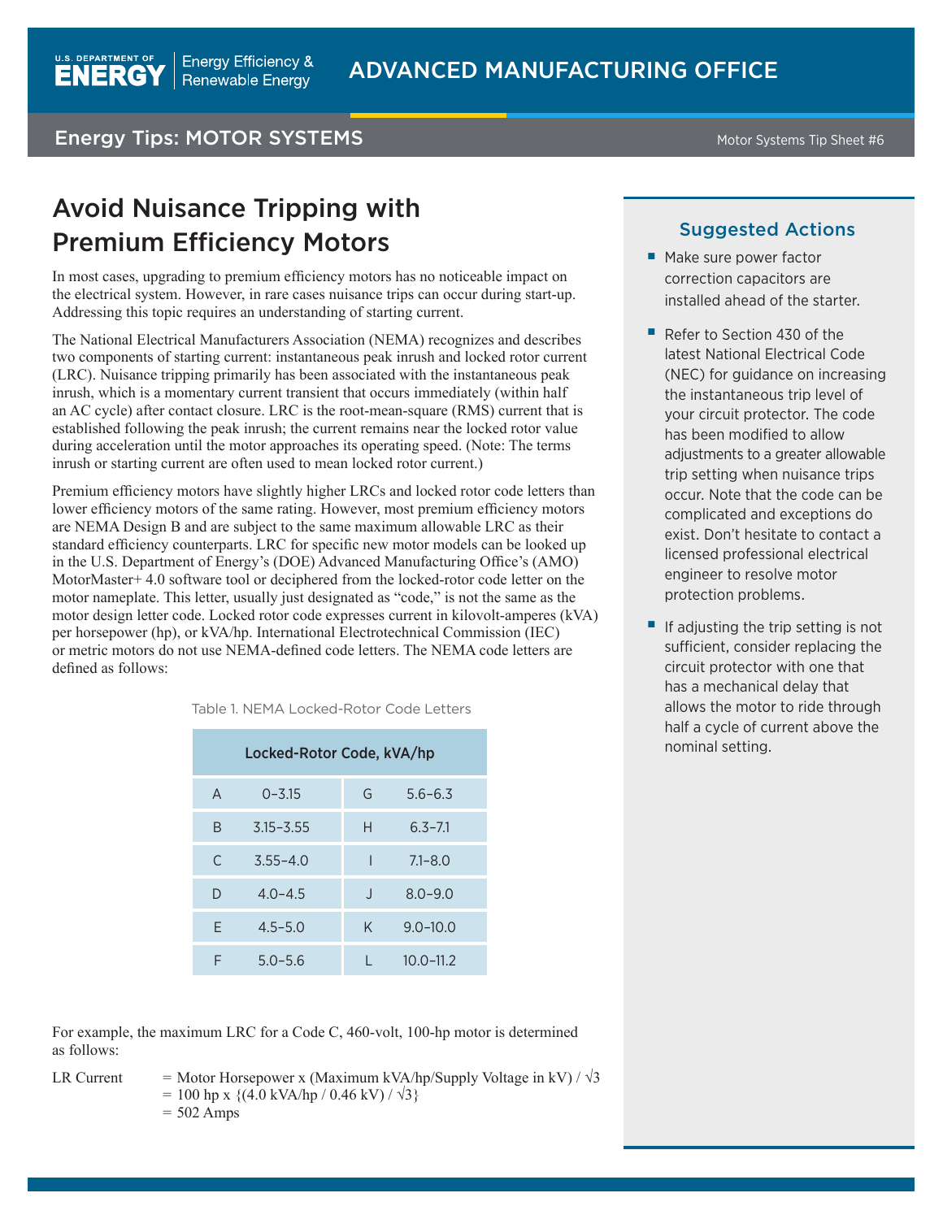# Avoid Nuisance Tripping with Premium Efficiency Motors

In most cases, upgrading to premium efficiency motors has no noticeable impact on the electrical system. However, in rare cases nuisance trips can occur during start-up. Addressing this topic requires an understanding of starting current.

The National Electrical Manufacturers Association (NEMA) recognizes and describes two components of starting current: instantaneous peak inrush and locked rotor current (LRC). Nuisance tripping primarily has been associated with the instantaneous peak inrush, which is a momentary current transient that occurs immediately (within half an AC cycle) after contact closure. LRC is the root-mean-square (RMS) current that is established following the peak inrush; the current remains near the locked rotor value during acceleration until the motor approaches its operating speed. (Note: The terms inrush or starting current are often used to mean locked rotor current.)

Premium efficiency motors have slightly higher LRCs and locked rotor code letters than lower efficiency motors of the same rating. However, most premium efficiency motors are NEMA Design B and are subject to the same maximum allowable LRC as their standard efficiency counterparts. LRC for specific new motor models can be looked up in the U.S. Department of Energy's (DOE) Advanced Manufacturing Office's (AMO) MotorMaster+ 4.0 software tool or deciphered from the locked-rotor code letter on the motor nameplate. This letter, usually just designated as "code," is not the same as the motor design letter code. Locked rotor code expresses current in kilovolt-amperes (kVA) per horsepower (hp), or kVA/hp. International Electrotechnical Commission (IEC) or metric motors do not use NEMA-defined code letters. The NEMA code letters are defined as follows:

Table 1. NEMA Locked-Rotor Code Letters

| Locked-Rotor Code, kVA/hp | | | |
|---|---|---|---|
| A | 0–3.15 | G | 5.6–6.3 |
| B | 3.15–3.55 | H | 6.3–7.1 |
| C | 3.55–4.0 | I | 7.1–8.0 |
| D | 4.0–4.5 | J | 8.0–9.0 |
| E | 4.5–5.0 | K | 9.0–10.0 |
| F | 5.0–5.6 | L | 10.0–11.2 |

For example, the maximum LRC for a Code C, 460-volt, 100-hp motor is determined as follows:

$$\text{LR Current} = \text{Motor Horsepower} \times (\text{Maximum kVA/hp}/\text{Supply Voltage in kV}) / \sqrt{3}$$
$$= 100 \text{ hp} \times \{(4.0 \text{ kVA/hp} / 0.46 \text{ kV}) / \sqrt{3}\}$$
$$= 502 \text{ Amps}$$

## Suggested Actions

- Make sure power factor correction capacitors are installed ahead of the starter.
- Refer to Section 430 of the latest National Electrical Code (NEC) for guidance on increasing the instantaneous trip level of your circuit protector. The code has been modified to allow adjustments to a greater allowable trip setting when nuisance trips occur. Note that the code can be complicated and exceptions do exist. Don't hesitate to contact a licensed professional electrical engineer to resolve motor protection problems.
- If adjusting the trip setting is not sufficient, consider replacing the circuit protector with one that has a mechanical delay that allows the motor to ride through half a cycle of current above the nominal setting.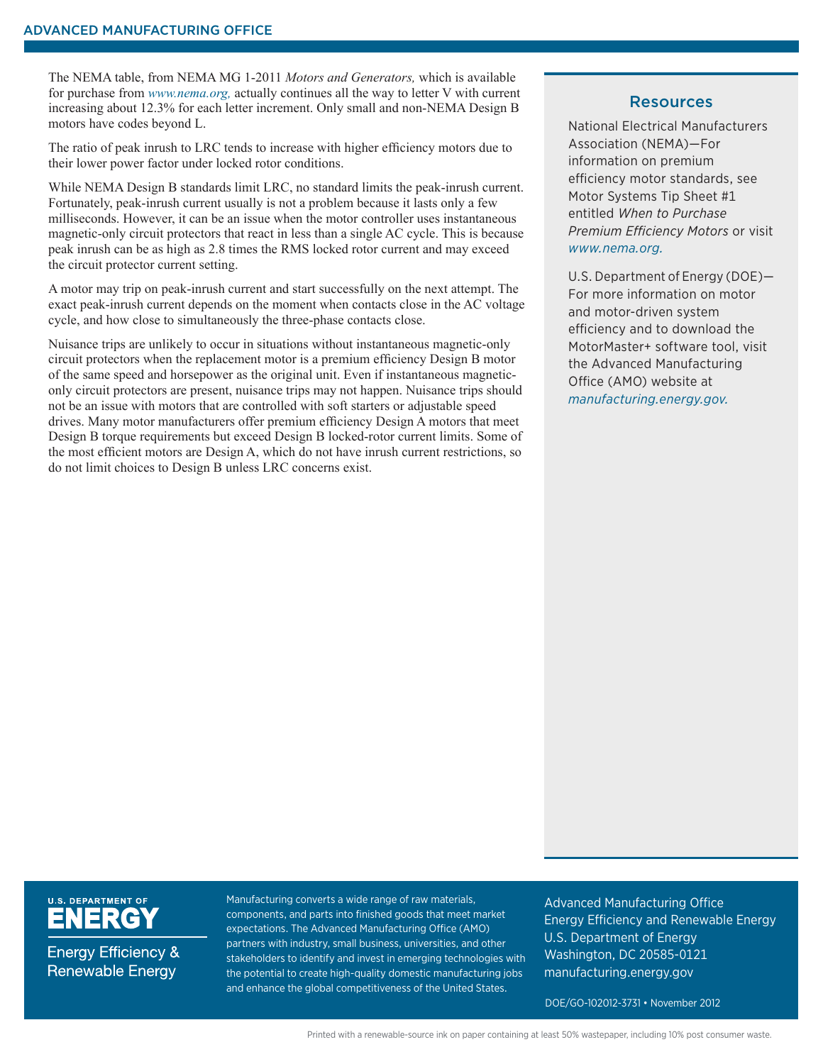The NEMA table, from NEMA MG 1-2011 *Motors and Generators,* which is available for purchase from *www.nema.org,* actually continues all the way to letter V with current increasing about 12.3% for each letter increment. Only small and non-NEMA Design B motors have codes beyond L.

The ratio of peak inrush to LRC tends to increase with higher efficiency motors due to their lower power factor under locked rotor conditions.

While NEMA Design B standards limit LRC, no standard limits the peak-inrush current. Fortunately, peak-inrush current usually is not a problem because it lasts only a few milliseconds. However, it can be an issue when the motor controller uses instantaneous magnetic-only circuit protectors that react in less than a single AC cycle. This is because peak inrush can be as high as 2.8 times the RMS locked rotor current and may exceed the circuit protector current setting.

A motor may trip on peak-inrush current and start successfully on the next attempt. The exact peak-inrush current depends on the moment when contacts close in the AC voltage cycle, and how close to simultaneously the three-phase contacts close.

Nuisance trips are unlikely to occur in situations without instantaneous magnetic-only circuit protectors when the replacement motor is a premium efficiency Design B motor of the same speed and horsepower as the original unit. Even if instantaneous magnetic-only circuit protectors are present, nuisance trips may not happen. Nuisance trips should not be an issue with motors that are controlled with soft starters or adjustable speed drives. Many motor manufacturers offer premium efficiency Design A motors that meet Design B torque requirements but exceed Design B locked-rotor current limits. Some of the most efficient motors are Design A, which do not have inrush current restrictions, so do not limit choices to Design B unless LRC concerns exist.

## Resources

National Electrical Manufacturers Association (NEMA)—For information on premium efficiency motor standards, see Motor Systems Tip Sheet #1 entitled *When to Purchase Premium Efficiency Motors* or visit *www.nema.org.*

U.S. Department of Energy (DOE)—For more information on motor and motor-driven system efficiency and to download the MotorMaster+ software tool, visit the Advanced Manufacturing Office (AMO) website at *manufacturing.energy.gov.*

U.S. DEPARTMENT OF ENERGY

Energy Efficiency & Renewable Energy

Manufacturing converts a wide range of raw materials, components, and parts into finished goods that meet market expectations. The Advanced Manufacturing Office (AMO) partners with industry, small business, universities, and other stakeholders to identify and invest in emerging technologies with the potential to create high-quality domestic manufacturing jobs and enhance the global competitiveness of the United States.

Advanced Manufacturing Office
Energy Efficiency and Renewable Energy
U.S. Department of Energy
Washington, DC 20585-0121
manufacturing.energy.gov

DOE/GO-102012-3731 • November 2012

Printed with a renewable-source ink on paper containing at least 50% wastepaper, including 10% post consumer waste.